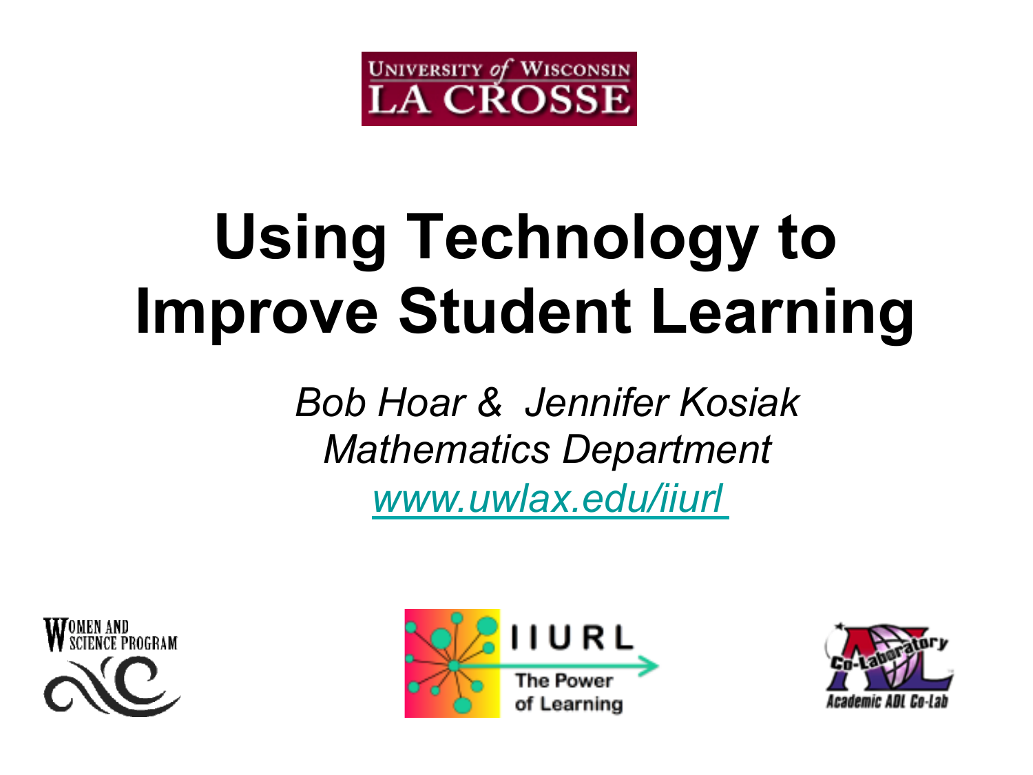UNIVERSITY of WISCONSIN LA CROSSE

# Using Technology to Improve Student Learning

*Bob Hoar & Jennifer Kosiak*

*Mathematics Department*

*www.uwlax.edu/iiurl*

WOMEN AND SCIENCE PROGRAM

IIURL The Power of Learning

Co-Laboratory Academic ADL Co-Lab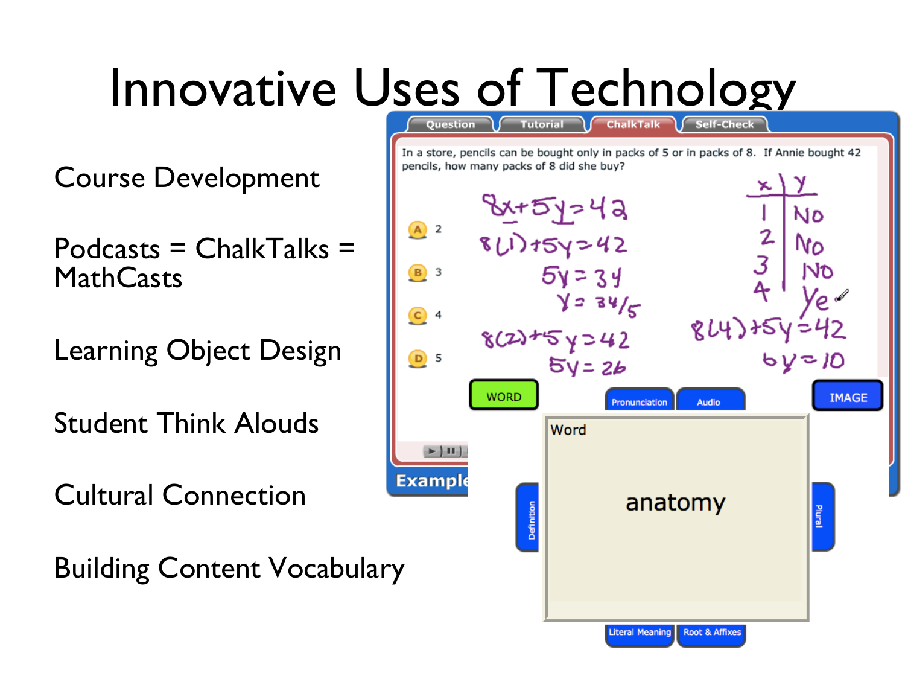# Innovative Uses of Technology

Course Development

Podcasts = ChalkTalks = MathCasts

Learning Object Design

Student Think Alouds

Cultural Connection

Building Content Vocabulary

Question | Tutorial | ChalkTalk | Self-Check

In a store, pencils can be bought only in packs of 5 or in packs of 8. If Annie bought 42 pencils, how many packs of 8 did she buy?

A 2

B 3

C 4

D 5

WORD | Pronunciation | Audio | IMAGE

Word

anatomy

Definition | Plural | Literal Meaning | Root & Affixes

Example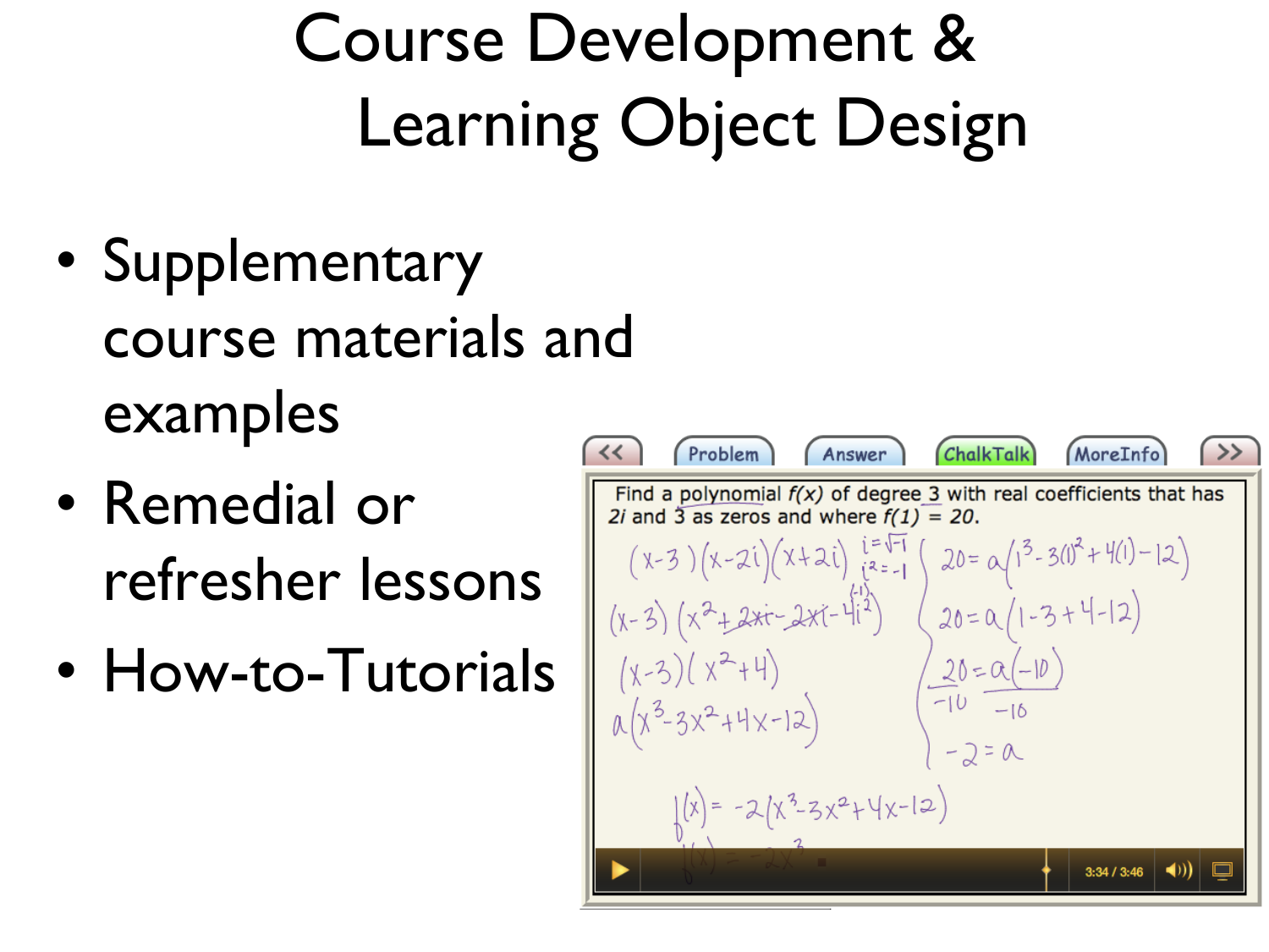# Course Development & Learning Object Design

- Supplementary course materials and examples
- Remedial or refresher lessons
- How-to-Tutorials

<< | Problem | Answer | ChalkTalk | MoreInfo | >>

Find a polynomial $f(x)$ of degree 3 with real coefficients that has $2i$ and 3 as zeros and where $f(1) = 20$.

$(x-3)(x-2i)(x+2i)$ $\quad i=\sqrt{-1}$, $i^2=-1$

$(x-3)(x^2+2xi-2xi-4i^2)$

$(x-3)(x^2+4)$

$a(x^3-3x^2+4x-12)$

$20 = a(1^3-3(1)^2+4(1)-12)$

$20 = a(1-3+4-12)$

$20 = a(-10)$

$-2 = a$

$f(x) = -2(x^3-3x^2+4x-12)$

3:34 / 3:46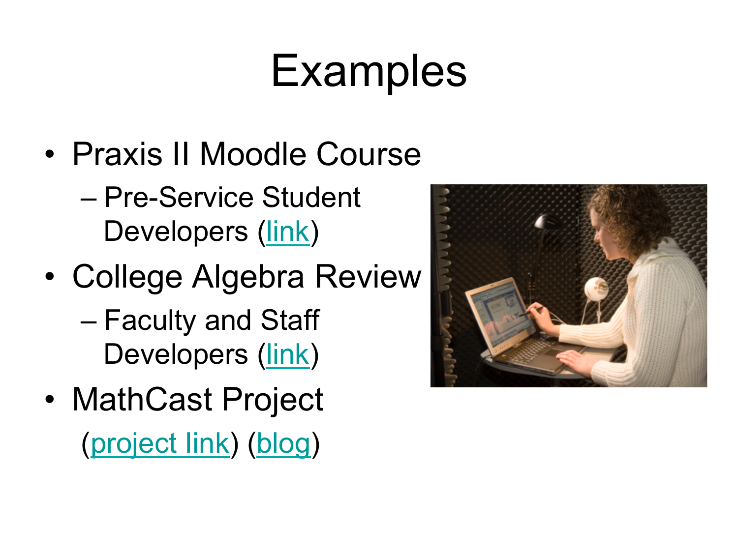# Examples

- Praxis II Moodle Course
  - Pre-Service Student Developers (link)
- College Algebra Review
  - Faculty and Staff Developers (link)
- MathCast Project

  (project link) (blog)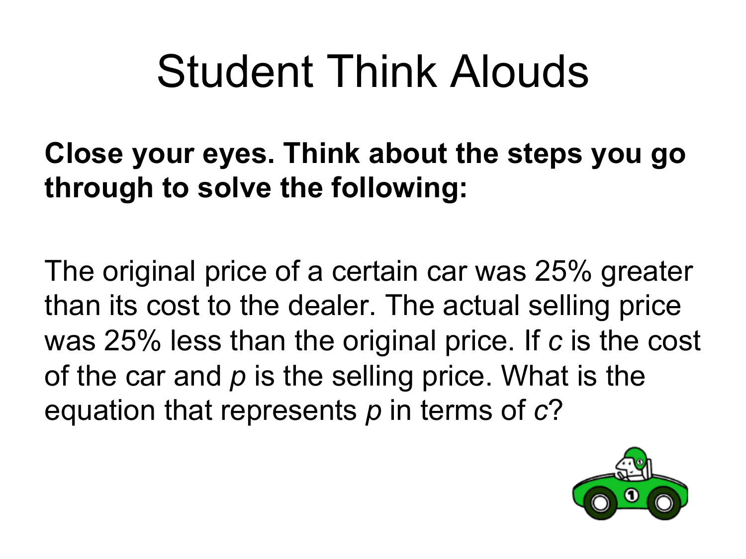# Student Think Alouds

**Close your eyes. Think about the steps you go through to solve the following:**

The original price of a certain car was 25% greater than its cost to the dealer. The actual selling price was 25% less than the original price. If $c$ is the cost of the car and $p$ is the selling price. What is the equation that represents $p$ in terms of $c$?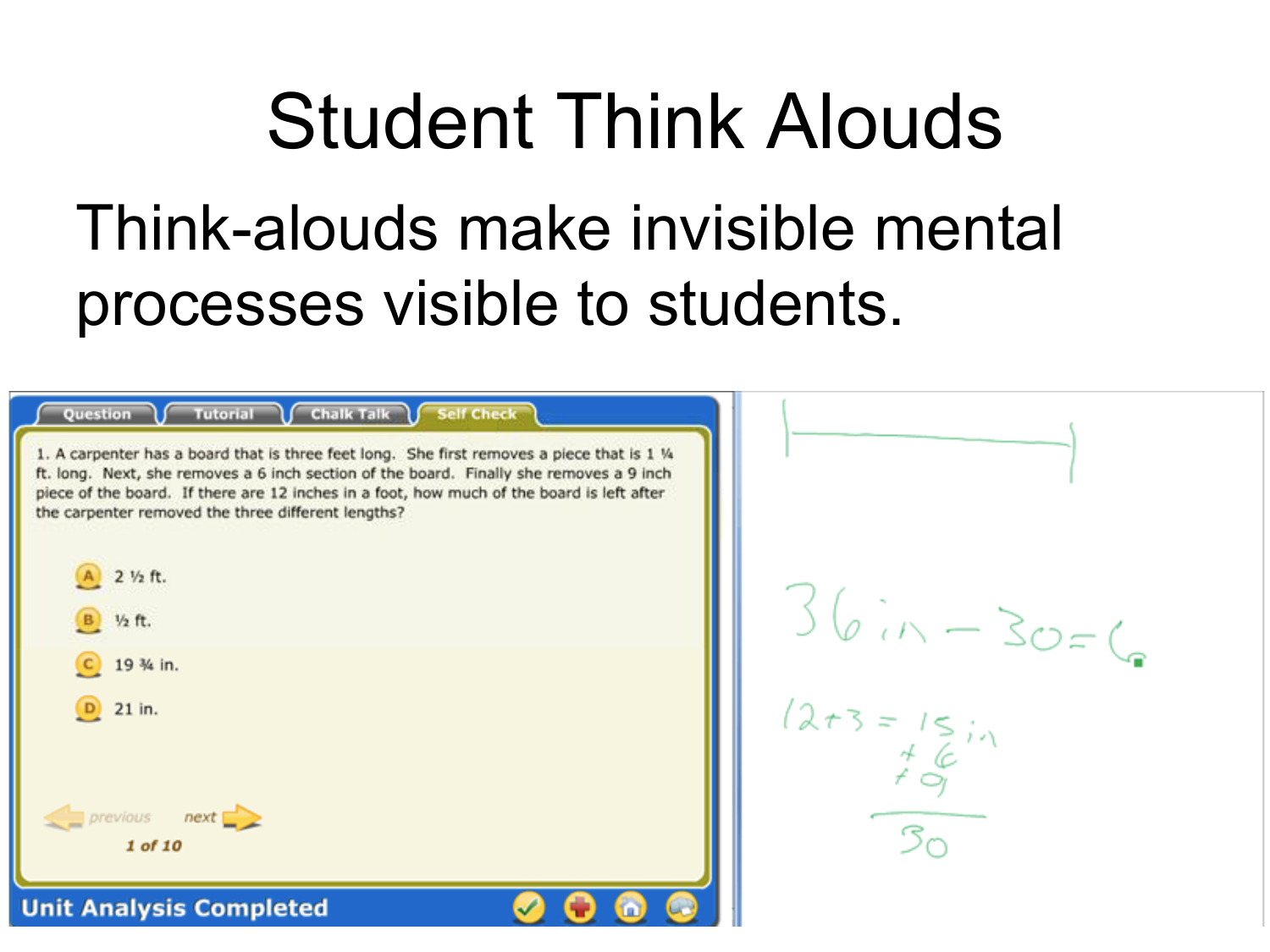# Student Think Alouds

Think-alouds make invisible mental processes visible to students.

Question | Tutorial | Chalk Talk | Self Check

1. A carpenter has a board that is three feet long. She first removes a piece that is 1 ¼ ft. long. Next, she removes a 6 inch section of the board. Finally she removes a 9 inch piece of the board. If there are 12 inches in a foot, how much of the board is left after the carpenter removed the three different lengths?

- (A) 2 ½ ft.
- (B) ½ ft.
- (C) 19 ¾ in.
- (D) 21 in.

previous | next

1 of 10

Unit Analysis Completed

36 in − 30 = 6

12 + 3 = 15 in
+ 6
+ 9
30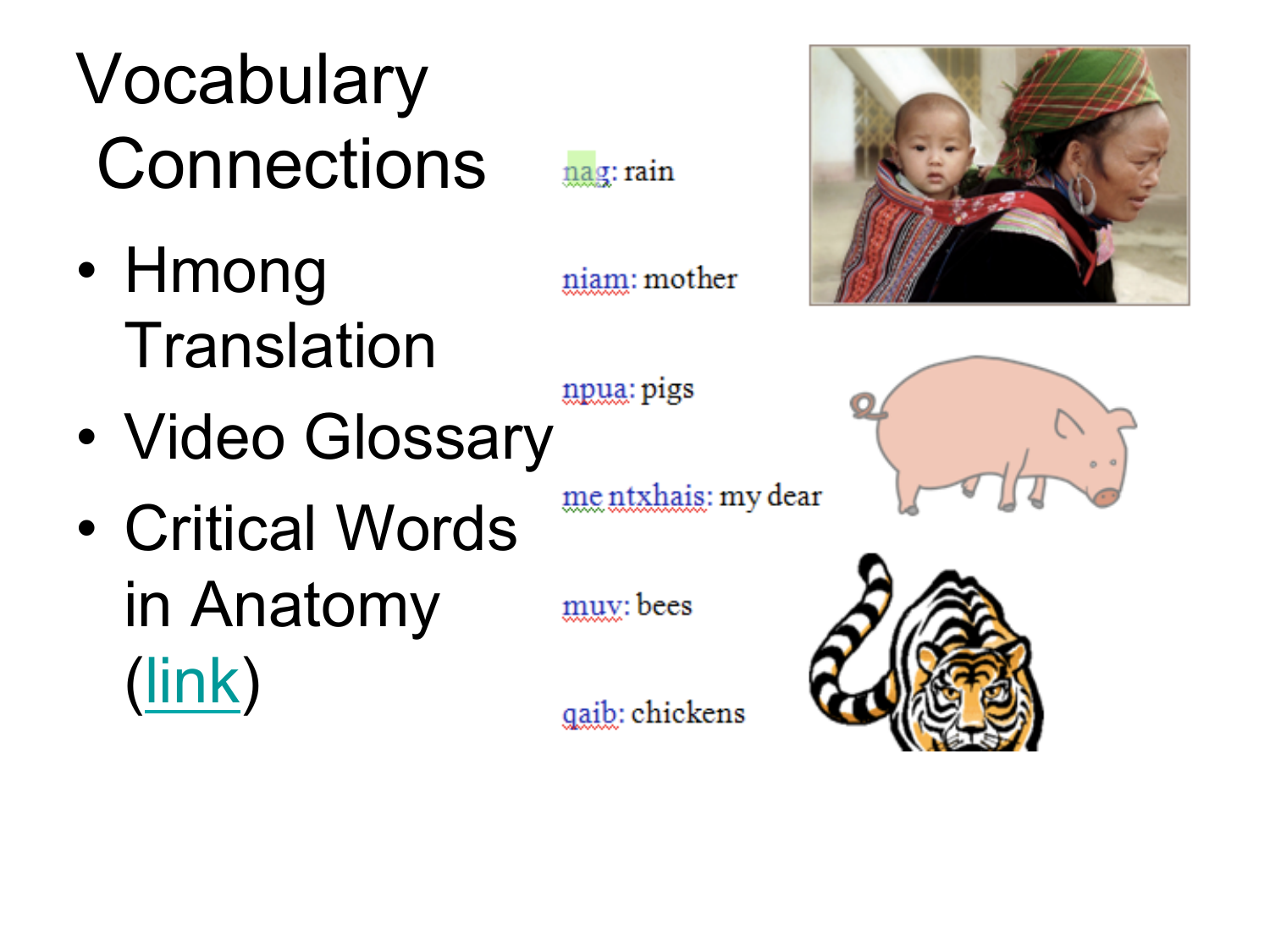# Vocabulary Connections

- Hmong Translation
- Video Glossary
- Critical Words in Anatomy (link)

nag: rain

niam: mother

npua: pigs

me ntxhais: my dear

muv: bees

qaib: chickens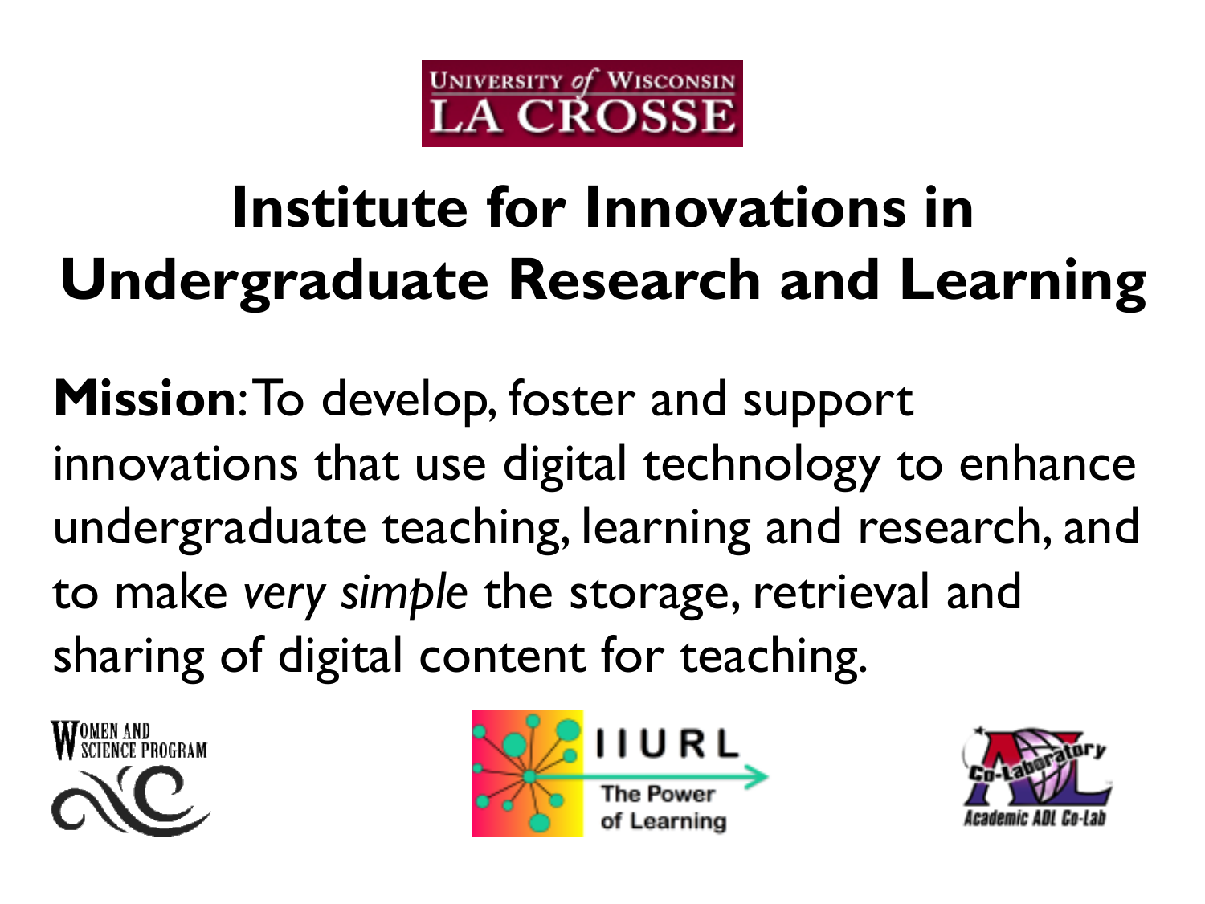UNIVERSITY of WISCONSIN LA CROSSE

# Institute for Innovations in Undergraduate Research and Learning

**Mission**: To develop, foster and support innovations that use digital technology to enhance undergraduate teaching, learning and research, and to make *very simple* the storage, retrieval and sharing of digital content for teaching.

WOMEN AND SCIENCE PROGRAM

IIURL The Power of Learning

Co-Laboratory Academic ADL Co-Lab